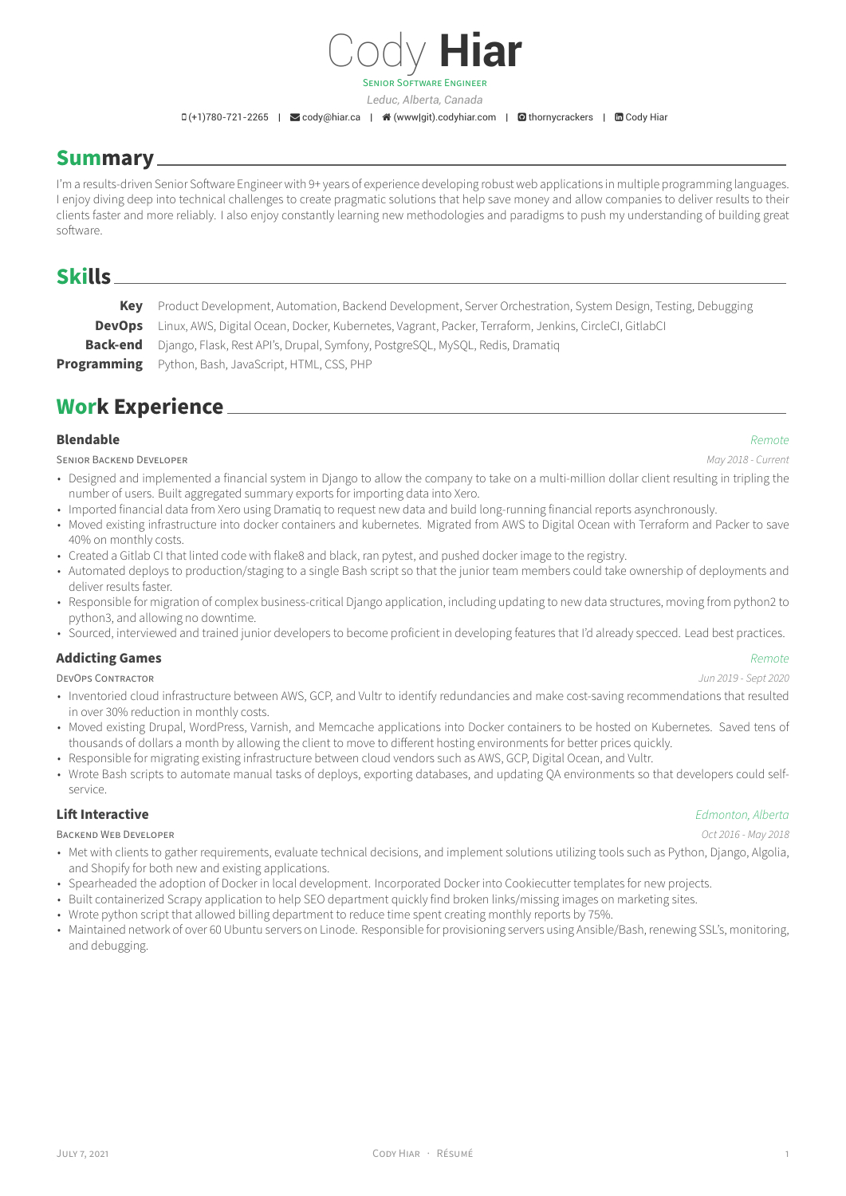# Cody **Hiar**

Senior Software Engineer

*Leduc, Alberta, Canada*

(+1)780-721-2265 | cody@hiar.ca | (www|git).codyhiar.com | thornycrackers | Cody Hiar

## Summary

I'm a results-driven Senior Software Engineer with 9+ years of experience developing robust web applications in multiple programming languages. I enjoy diving deep into technical challenges to create pragmatic solutions that help save money and allow companies to deliver results to their clients faster and more reliably. I also enjoy constantly learning new methodologies and paradigms to push my understanding of building great software.

## Skills

**Key** Product Development, Automation, Backend Development, Server Orchestration, System Design, Testing, Debugging

**DevOps** Linux, AWS, Digital Ocean, Docker, Kubernetes, Vagrant, Packer, Terraform, Jenkins, CircleCI, GitlabCI

**Back-end** Django, Flask, Rest API's, Drupal, Symfony, PostgreSQL, MySQL, Redis, Dramatiq

**Programming** Python, Bash, JavaScript, HTML, CSS, PHP

## Work Experience

### Blendable
*Remote*

Senior Backend Developer — *May 2018 - Current*

- Designed and implemented a financial system in Django to allow the company to take on a multi-million dollar client resulting in tripling the number of users. Built aggregated summary exports for importing data into Xero.
- Imported financial data from Xero using Dramatiq to request new data and build long-running financial reports asynchronously.
- Moved existing infrastructure into docker containers and kubernetes. Migrated from AWS to Digital Ocean with Terraform and Packer to save 40% on monthly costs.
- Created a Gitlab CI that linted code with flake8 and black, ran pytest, and pushed docker image to the registry.
- Automated deploys to production/staging to a single Bash script so that the junior team members could take ownership of deployments and deliver results faster.
- Responsible for migration of complex business-critical Django application, including updating to new data structures, moving from python2 to python3, and allowing no downtime.
- Sourced, interviewed and trained junior developers to become proficient in developing features that I'd already specced. Lead best practices.

### Addicting Games
*Remote*

DevOps Contractor — *Jun 2019 - Sept 2020*

- Inventoried cloud infrastructure between AWS, GCP, and Vultr to identify redundancies and make cost-saving recommendations that resulted in over 30% reduction in monthly costs.
- Moved existing Drupal, WordPress, Varnish, and Memcache applications into Docker containers to be hosted on Kubernetes. Saved tens of thousands of dollars a month by allowing the client to move to different hosting environments for better prices quickly.
- Responsible for migrating existing infrastructure between cloud vendors such as AWS, GCP, Digital Ocean, and Vultr.
- Wrote Bash scripts to automate manual tasks of deploys, exporting databases, and updating QA environments so that developers could self-service.

### Lift Interactive
*Edmonton, Alberta*

Backend Web Developer — *Oct 2016 - May 2018*

- Met with clients to gather requirements, evaluate technical decisions, and implement solutions utilizing tools such as Python, Django, Algolia, and Shopify for both new and existing applications.
- Spearheaded the adoption of Docker in local development. Incorporated Docker into Cookiecutter templates for new projects.
- Built containerized Scrapy application to help SEO department quickly find broken links/missing images on marketing sites.
- Wrote python script that allowed billing department to reduce time spent creating monthly reports by 75%.
- Maintained network of over 60 Ubuntu servers on Linode. Responsible for provisioning servers using Ansible/Bash, renewing SSL's, monitoring, and debugging.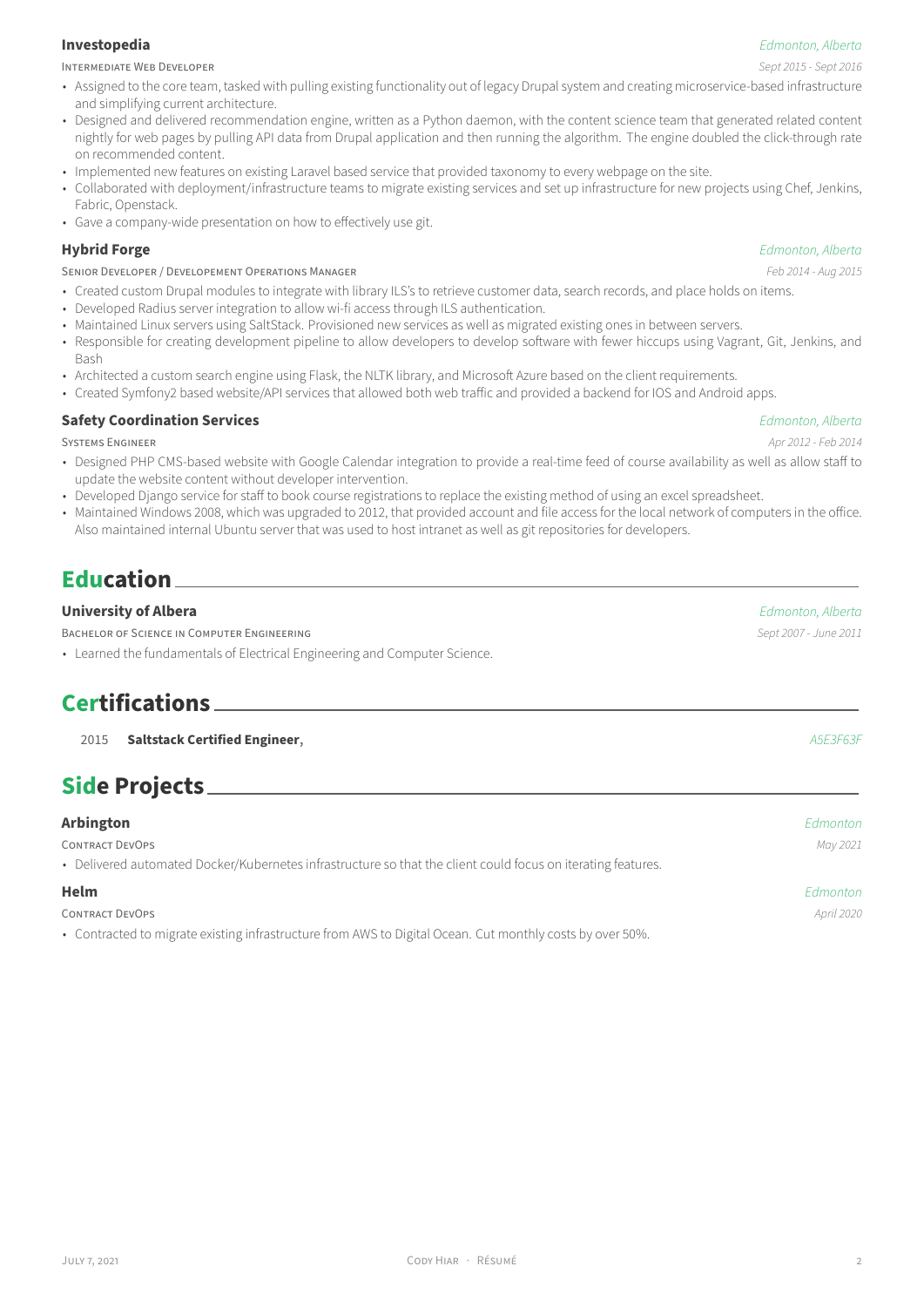### Investopedia

*Edmonton, Alberta*

INTERMEDIATE WEB DEVELOPER *Sept 2015 - Sept 2016*

- Assigned to the core team, tasked with pulling existing functionality out of legacy Drupal system and creating microservice-based infrastructure and simplifying current architecture.
- Designed and delivered recommendation engine, written as a Python daemon, with the content science team that generated related content nightly for web pages by pulling API data from Drupal application and then running the algorithm. The engine doubled the click-through rate on recommended content.
- Implemented new features on existing Laravel based service that provided taxonomy to every webpage on the site.
- Collaborated with deployment/infrastructure teams to migrate existing services and set up infrastructure for new projects using Chef, Jenkins, Fabric, Openstack.
- Gave a company-wide presentation on how to effectively use git.

### Hybrid Forge

*Edmonton, Alberta*

SENIOR DEVELOPER / DEVELOPEMENT OPERATIONS MANAGER *Feb 2014 - Aug 2015*

- Created custom Drupal modules to integrate with library ILS's to retrieve customer data, search records, and place holds on items.
- Developed Radius server integration to allow wi-fi access through ILS authentication.
- Maintained Linux servers using SaltStack. Provisioned new services as well as migrated existing ones in between servers.
- Responsible for creating development pipeline to allow developers to develop software with fewer hiccups using Vagrant, Git, Jenkins, and Bash
- Architected a custom search engine using Flask, the NLTK library, and Microsoft Azure based on the client requirements.
- Created Symfony2 based website/API services that allowed both web traffic and provided a backend for IOS and Android apps.

### Safety Coordination Services

*Edmonton, Alberta*

SYSTEMS ENGINEER *Apr 2012 - Feb 2014*

- Designed PHP CMS-based website with Google Calendar integration to provide a real-time feed of course availability as well as allow staff to update the website content without developer intervention.
- Developed Django service for staff to book course registrations to replace the existing method of using an excel spreadsheet.
- Maintained Windows 2008, which was upgraded to 2012, that provided account and file access for the local network of computers in the office. Also maintained internal Ubuntu server that was used to host intranet as well as git repositories for developers.

## Education

### University of Albera

*Edmonton, Alberta*

BACHELOR OF SCIENCE IN COMPUTER ENGINEERING *Sept 2007 - June 2011*

- Learned the fundamentals of Electrical Engineering and Computer Science.

## Certifications

2015 **Saltstack Certified Engineer**, *A5E3F63F*

## Side Projects

### Arbington

*Edmonton*

CONTRACT DEVOPS *May 2021*

- Delivered automated Docker/Kubernetes infrastructure so that the client could focus on iterating features.

### Helm

*Edmonton*

CONTRACT DEVOPS *April 2020*

- Contracted to migrate existing infrastructure from AWS to Digital Ocean. Cut monthly costs by over 50%.